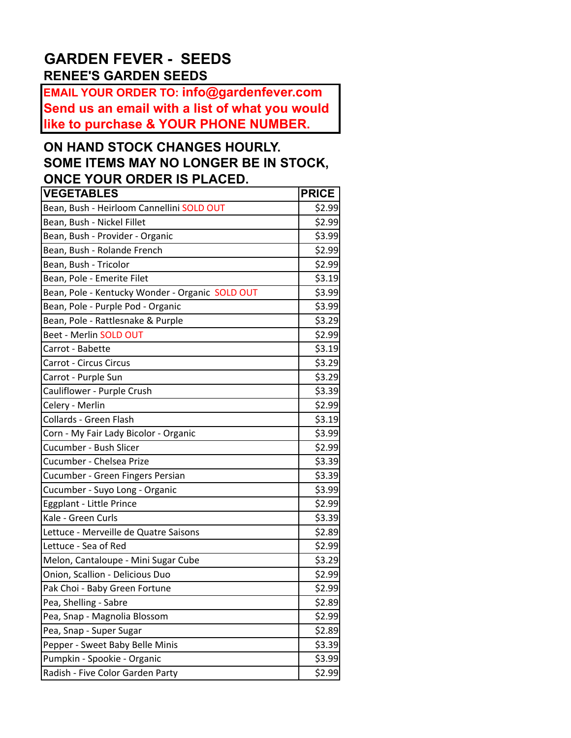# GARDEN FEVER - SEEDS

## RENEE'S GARDEN SEEDS

**EMAIL YOUR ORDER TO: info@gardenfever.com**
**Send us an email with a list of what you would like to purchase & YOUR PHONE NUMBER.**

**ON HAND STOCK CHANGES HOURLY. SOME ITEMS MAY NO LONGER BE IN STOCK, ONCE YOUR ORDER IS PLACED.**

| VEGETABLES | PRICE |
|---|---|
| Bean, Bush - Heirloom Cannellini SOLD OUT | $2.99 |
| Bean, Bush - Nickel Fillet | $2.99 |
| Bean, Bush - Provider - Organic | $3.99 |
| Bean, Bush - Rolande French | $2.99 |
| Bean, Bush - Tricolor | $2.99 |
| Bean, Pole - Emerite Filet | $3.19 |
| Bean, Pole - Kentucky Wonder - Organic SOLD OUT | $3.99 |
| Bean, Pole - Purple Pod - Organic | $3.99 |
| Bean, Pole - Rattlesnake & Purple | $3.29 |
| Beet - Merlin SOLD OUT | $2.99 |
| Carrot - Babette | $3.19 |
| Carrot - Circus Circus | $3.29 |
| Carrot - Purple Sun | $3.29 |
| Cauliflower - Purple Crush | $3.39 |
| Celery - Merlin | $2.99 |
| Collards - Green Flash | $3.19 |
| Corn - My Fair Lady Bicolor - Organic | $3.99 |
| Cucumber - Bush Slicer | $2.99 |
| Cucumber - Chelsea Prize | $3.39 |
| Cucumber - Green Fingers Persian | $3.39 |
| Cucumber - Suyo Long - Organic | $3.99 |
| Eggplant - Little Prince | $2.99 |
| Kale - Green Curls | $3.39 |
| Lettuce - Merveille de Quatre Saisons | $2.89 |
| Lettuce - Sea of Red | $2.99 |
| Melon, Cantaloupe - Mini Sugar Cube | $3.29 |
| Onion, Scallion - Delicious Duo | $2.99 |
| Pak Choi - Baby Green Fortune | $2.99 |
| Pea, Shelling - Sabre | $2.89 |
| Pea, Snap - Magnolia Blossom | $2.99 |
| Pea, Snap - Super Sugar | $2.89 |
| Pepper - Sweet Baby Belle Minis | $3.39 |
| Pumpkin - Spookie - Organic | $3.99 |
| Radish - Five Color Garden Party | $2.99 |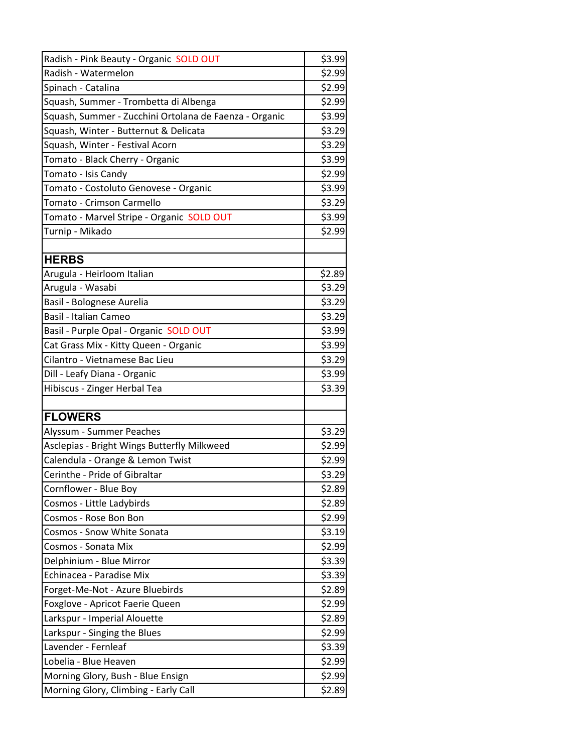| | |
|---|---|
| Radish - Pink Beauty - Organic SOLD OUT | $3.99 |
| Radish - Watermelon | $2.99 |
| Spinach - Catalina | $2.99 |
| Squash, Summer - Trombetta di Albenga | $2.99 |
| Squash, Summer - Zucchini Ortolana de Faenza - Organic | $3.99 |
| Squash, Winter - Butternut & Delicata | $3.29 |
| Squash, Winter - Festival Acorn | $3.29 |
| Tomato - Black Cherry - Organic | $3.99 |
| Tomato - Isis Candy | $2.99 |
| Tomato - Costoluto Genovese - Organic | $3.99 |
| Tomato - Crimson Carmello | $3.29 |
| Tomato - Marvel Stripe - Organic SOLD OUT | $3.99 |
| Turnip - Mikado | $2.99 |
| | |
| **HERBS** | |
| Arugula - Heirloom Italian | $2.89 |
| Arugula - Wasabi | $3.29 |
| Basil - Bolognese Aurelia | $3.29 |
| Basil - Italian Cameo | $3.29 |
| Basil - Purple Opal - Organic SOLD OUT | $3.99 |
| Cat Grass Mix - Kitty Queen - Organic | $3.99 |
| Cilantro - Vietnamese Bac Lieu | $3.29 |
| Dill - Leafy Diana - Organic | $3.99 |
| Hibiscus - Zinger Herbal Tea | $3.39 |
| | |
| **FLOWERS** | |
| Alyssum - Summer Peaches | $3.29 |
| Asclepias - Bright Wings Butterfly Milkweed | $2.99 |
| Calendula - Orange & Lemon Twist | $2.99 |
| Cerinthe - Pride of Gibraltar | $3.29 |
| Cornflower - Blue Boy | $2.89 |
| Cosmos - Little Ladybirds | $2.89 |
| Cosmos - Rose Bon Bon | $2.99 |
| Cosmos - Snow White Sonata | $3.19 |
| Cosmos - Sonata Mix | $2.99 |
| Delphinium - Blue Mirror | $3.39 |
| Echinacea - Paradise Mix | $3.39 |
| Forget-Me-Not - Azure Bluebirds | $2.89 |
| Foxglove - Apricot Faerie Queen | $2.99 |
| Larkspur - Imperial Alouette | $2.89 |
| Larkspur - Singing the Blues | $2.99 |
| Lavender - Fernleaf | $3.39 |
| Lobelia - Blue Heaven | $2.99 |
| Morning Glory, Bush - Blue Ensign | $2.99 |
| Morning Glory, Climbing - Early Call | $2.89 |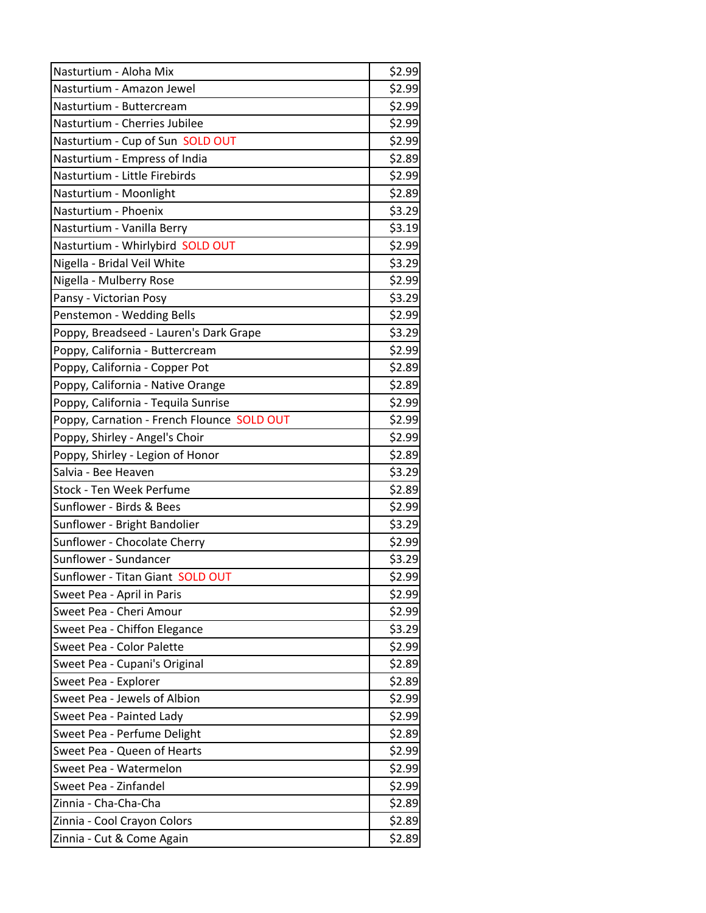| | |
|---|---|
| Nasturtium - Aloha Mix | $2.99 |
| Nasturtium - Amazon Jewel | $2.99 |
| Nasturtium - Buttercream | $2.99 |
| Nasturtium - Cherries Jubilee | $2.99 |
| Nasturtium - Cup of Sun SOLD OUT | $2.99 |
| Nasturtium - Empress of India | $2.89 |
| Nasturtium - Little Firebirds | $2.99 |
| Nasturtium - Moonlight | $2.89 |
| Nasturtium - Phoenix | $3.29 |
| Nasturtium - Vanilla Berry | $3.19 |
| Nasturtium - Whirlybird SOLD OUT | $2.99 |
| Nigella - Bridal Veil White | $3.29 |
| Nigella - Mulberry Rose | $2.99 |
| Pansy - Victorian Posy | $3.29 |
| Penstemon - Wedding Bells | $2.99 |
| Poppy, Breadseed - Lauren's Dark Grape | $3.29 |
| Poppy, California - Buttercream | $2.99 |
| Poppy, California - Copper Pot | $2.89 |
| Poppy, California - Native Orange | $2.89 |
| Poppy, California - Tequila Sunrise | $2.99 |
| Poppy, Carnation - French Flounce SOLD OUT | $2.99 |
| Poppy, Shirley - Angel's Choir | $2.99 |
| Poppy, Shirley - Legion of Honor | $2.89 |
| Salvia - Bee Heaven | $3.29 |
| Stock - Ten Week Perfume | $2.89 |
| Sunflower - Birds & Bees | $2.99 |
| Sunflower - Bright Bandolier | $3.29 |
| Sunflower - Chocolate Cherry | $2.99 |
| Sunflower - Sundancer | $3.29 |
| Sunflower - Titan Giant SOLD OUT | $2.99 |
| Sweet Pea - April in Paris | $2.99 |
| Sweet Pea - Cheri Amour | $2.99 |
| Sweet Pea - Chiffon Elegance | $3.29 |
| Sweet Pea - Color Palette | $2.99 |
| Sweet Pea - Cupani's Original | $2.89 |
| Sweet Pea - Explorer | $2.89 |
| Sweet Pea - Jewels of Albion | $2.99 |
| Sweet Pea - Painted Lady | $2.99 |
| Sweet Pea - Perfume Delight | $2.89 |
| Sweet Pea - Queen of Hearts | $2.99 |
| Sweet Pea - Watermelon | $2.99 |
| Sweet Pea - Zinfandel | $2.99 |
| Zinnia - Cha-Cha-Cha | $2.89 |
| Zinnia - Cool Crayon Colors | $2.89 |
| Zinnia - Cut & Come Again | $2.89 |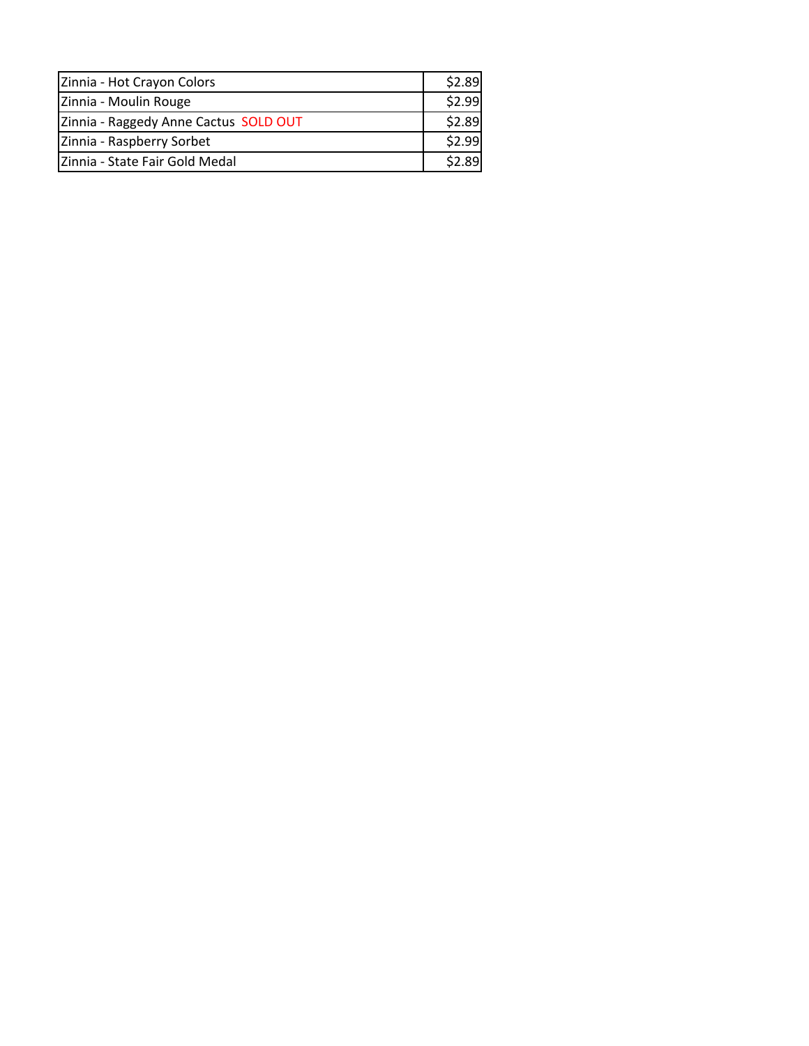| | |
|---|---|
| Zinnia - Hot Crayon Colors | $2.89 |
| Zinnia - Moulin Rouge | $2.99 |
| Zinnia - Raggedy Anne Cactus SOLD OUT | $2.89 |
| Zinnia - Raspberry Sorbet | $2.99 |
| Zinnia - State Fair Gold Medal | $2.89 |